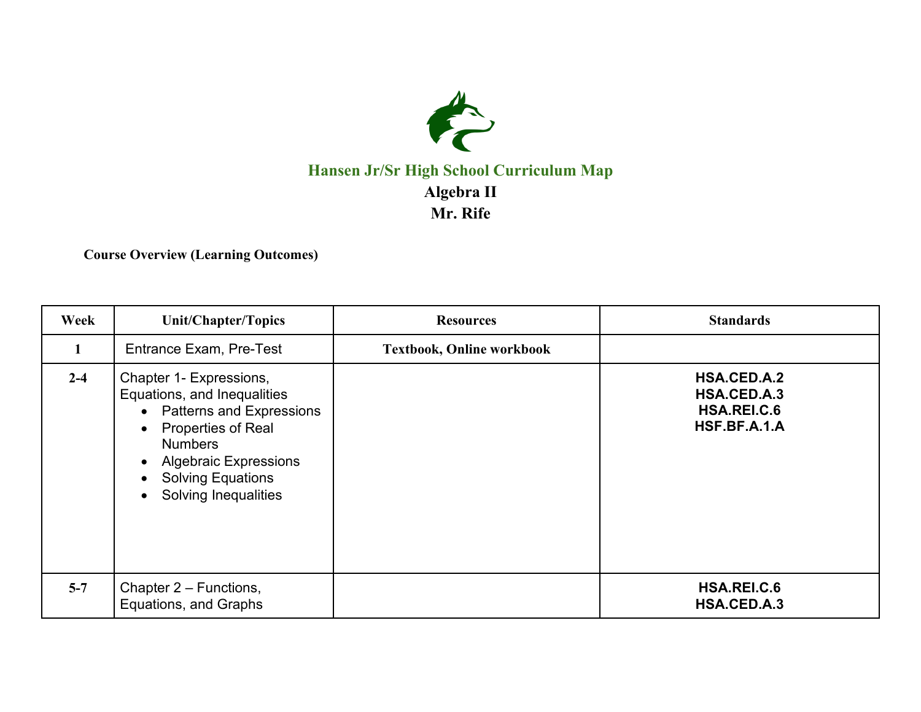# Hansen Jr/Sr High School Curriculum Map

## Algebra II

## Mr. Rife

**Course Overview (Learning Outcomes)**

| Week | Unit/Chapter/Topics | Resources | Standards |
|---|---|---|---|
| **1** | Entrance Exam, Pre-Test | **Textbook, Online workbook** | |
| **2-4** | Chapter 1- Expressions, Equations, and Inequalities<br>• Patterns and Expressions<br>• Properties of Real Numbers<br>• Algebraic Expressions<br>• Solving Equations<br>• Solving Inequalities | | **HSA.CED.A.2**<br>**HSA.CED.A.3**<br>**HSA.REI.C.6**<br>**HSF.BF.A.1.A** |
| **5-7** | Chapter 2 – Functions, Equations, and Graphs | | **HSA.REI.C.6**<br>**HSA.CED.A.3** |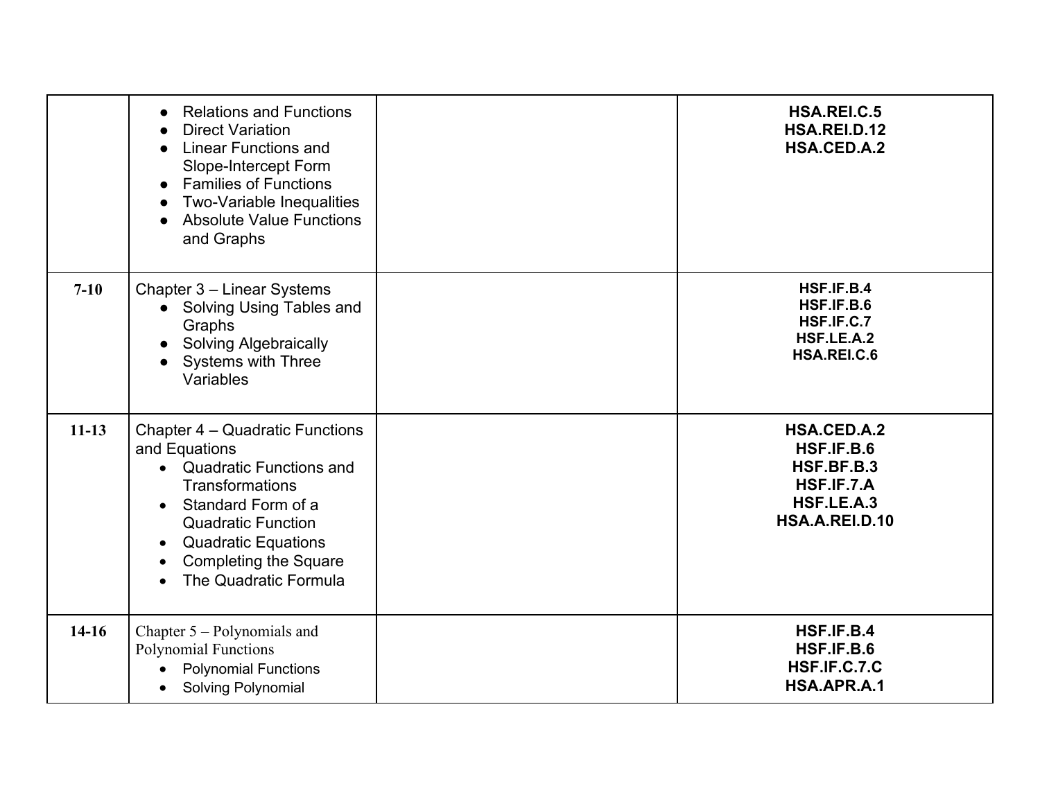| | | | |
|---|---|---|---|
| | • Relations and Functions<br>• Direct Variation<br>• Linear Functions and Slope-Intercept Form<br>• Families of Functions<br>• Two-Variable Inequalities<br>• Absolute Value Functions and Graphs | | **HSA.REI.C.5**<br>**HSA.REI.D.12**<br>**HSA.CED.A.2** |
| **7-10** | Chapter 3 – Linear Systems<br>• Solving Using Tables and Graphs<br>• Solving Algebraically<br>• Systems with Three Variables | | **HSF.IF.B.4**<br>**HSF.IF.B.6**<br>**HSF.IF.C.7**<br>**HSF.LE.A.2**<br>**HSA.REI.C.6** |
| **11-13** | Chapter 4 – Quadratic Functions and Equations<br>• Quadratic Functions and Transformations<br>• Standard Form of a Quadratic Function<br>• Quadratic Equations<br>• Completing the Square<br>• The Quadratic Formula | | **HSA.CED.A.2**<br>**HSF.IF.B.6**<br>**HSF.BF.B.3**<br>**HSF.IF.7.A**<br>**HSF.LE.A.3**<br>**HSA.A.REI.D.10** |
| **14-16** | Chapter 5 – Polynomials and Polynomial Functions<br>• Polynomial Functions<br>• Solving Polynomial | | **HSF.IF.B.4**<br>**HSF.IF.B.6**<br>**HSF.IF.C.7.C**<br>**HSA.APR.A.1** |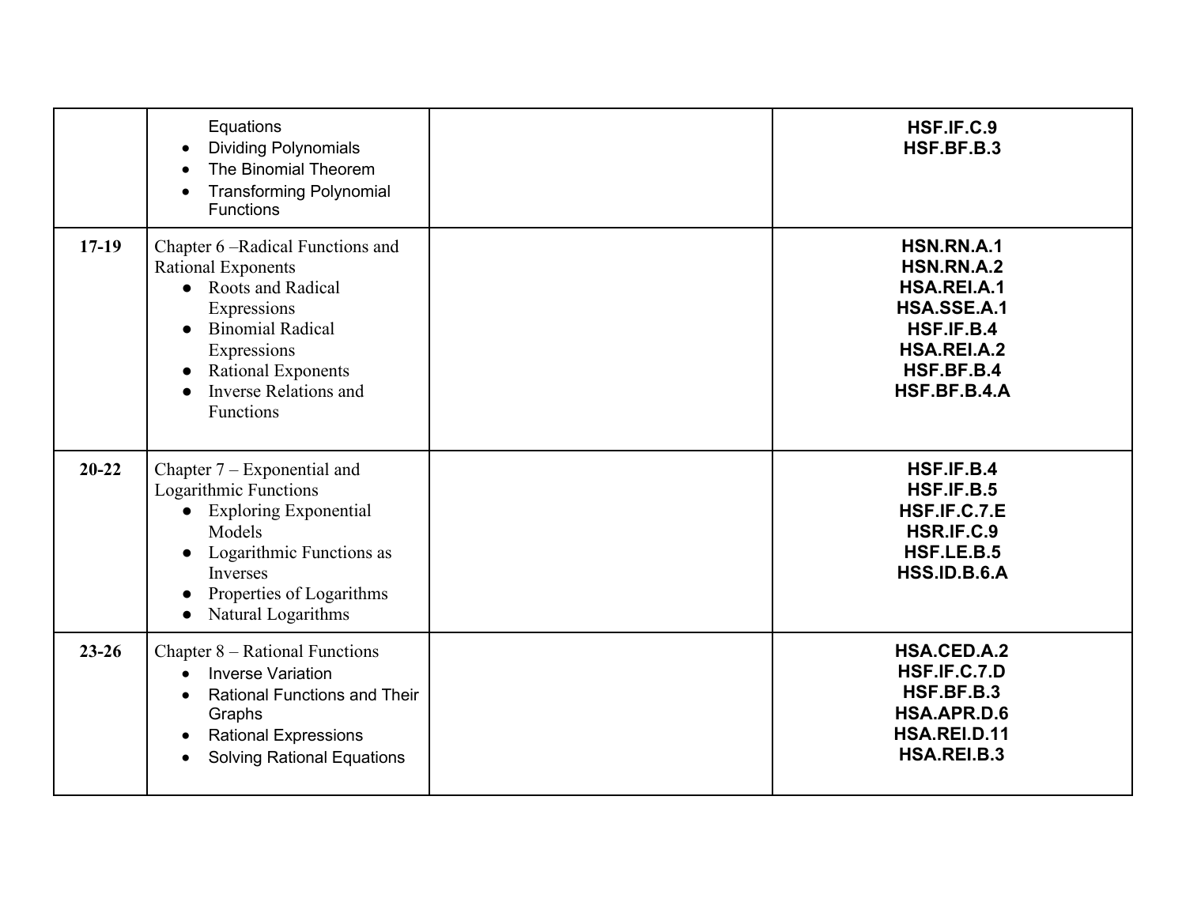| | | | |
|---|---|---|---|
| | Equations<br>• Dividing Polynomials<br>• The Binomial Theorem<br>• Transforming Polynomial Functions | | **HSF.IF.C.9**<br>**HSF.BF.B.3** |
| **17-19** | Chapter 6 –Radical Functions and Rational Exponents<br>• Roots and Radical Expressions<br>• Binomial Radical Expressions<br>• Rational Exponents<br>• Inverse Relations and Functions | | **HSN.RN.A.1**<br>**HSN.RN.A.2**<br>**HSA.REI.A.1**<br>**HSA.SSE.A.1**<br>**HSF.IF.B.4**<br>**HSA.REI.A.2**<br>**HSF.BF.B.4**<br>**HSF.BF.B.4.A** |
| **20-22** | Chapter 7 – Exponential and Logarithmic Functions<br>• Exploring Exponential Models<br>• Logarithmic Functions as Inverses<br>• Properties of Logarithms<br>• Natural Logarithms | | **HSF.IF.B.4**<br>**HSF.IF.B.5**<br>**HSF.IF.C.7.E**<br>**HSR.IF.C.9**<br>**HSF.LE.B.5**<br>**HSS.ID.B.6.A** |
| **23-26** | Chapter 8 – Rational Functions<br>• Inverse Variation<br>• Rational Functions and Their Graphs<br>• Rational Expressions<br>• Solving Rational Equations | | **HSA.CED.A.2**<br>**HSF.IF.C.7.D**<br>**HSF.BF.B.3**<br>**HSA.APR.D.6**<br>**HSA.REI.D.11**<br>**HSA.REI.B.3** |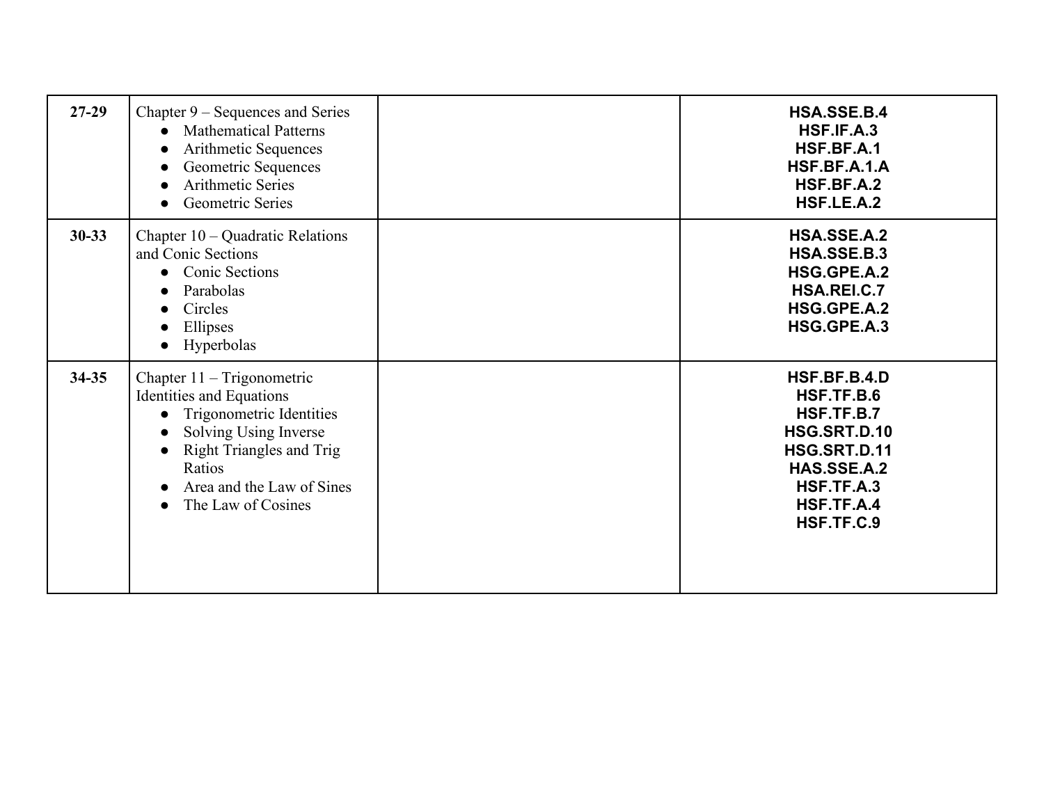| | | | |
|---|---|---|---|
| **27-29** | Chapter 9 – Sequences and Series<br>• Mathematical Patterns<br>• Arithmetic Sequences<br>• Geometric Sequences<br>• Arithmetic Series<br>• Geometric Series | | **HSA.SSE.B.4**<br>**HSF.IF.A.3**<br>**HSF.BF.A.1**<br>**HSF.BF.A.1.A**<br>**HSF.BF.A.2**<br>**HSF.LE.A.2** |
| **30-33** | Chapter 10 – Quadratic Relations and Conic Sections<br>• Conic Sections<br>• Parabolas<br>• Circles<br>• Ellipses<br>• Hyperbolas | | **HSA.SSE.A.2**<br>**HSA.SSE.B.3**<br>**HSG.GPE.A.2**<br>**HSA.REI.C.7**<br>**HSG.GPE.A.2**<br>**HSG.GPE.A.3** |
| **34-35** | Chapter 11 – Trigonometric Identities and Equations<br>• Trigonometric Identities<br>• Solving Using Inverse<br>• Right Triangles and Trig Ratios<br>• Area and the Law of Sines<br>• The Law of Cosines | | **HSF.BF.B.4.D**<br>**HSF.TF.B.6**<br>**HSF.TF.B.7**<br>**HSG.SRT.D.10**<br>**HSG.SRT.D.11**<br>**HAS.SSE.A.2**<br>**HSF.TF.A.3**<br>**HSF.TF.A.4**<br>**HSF.TF.C.9** |